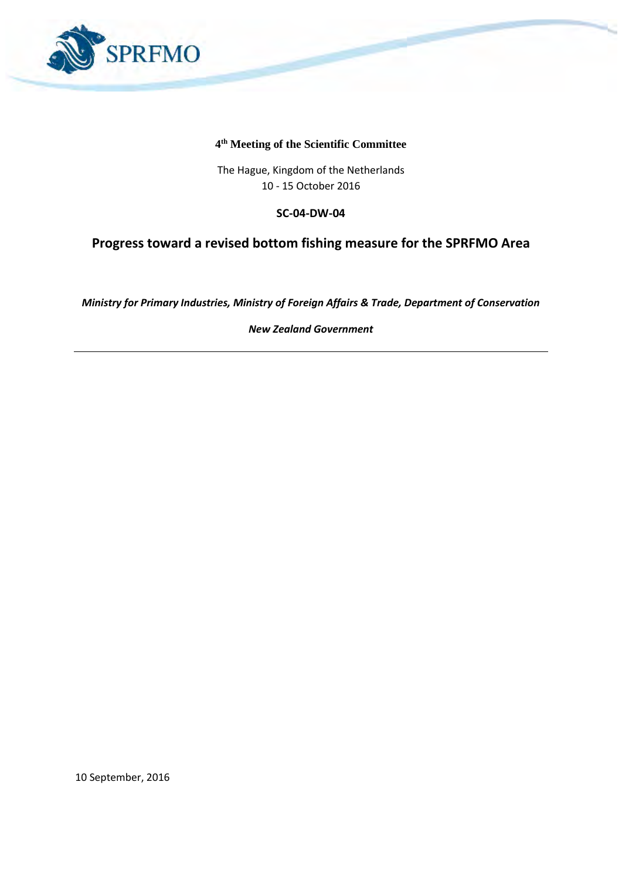SPRFMO

**4th Meeting of the Scientific Committee**

The Hague, Kingdom of the Netherlands
10 - 15 October 2016

**SC-04-DW-04**

# Progress toward a revised bottom fishing measure for the SPRFMO Area

***Ministry for Primary Industries, Ministry of Foreign Affairs & Trade, Department of Conservation***

***New Zealand Government***

---

10 September, 2016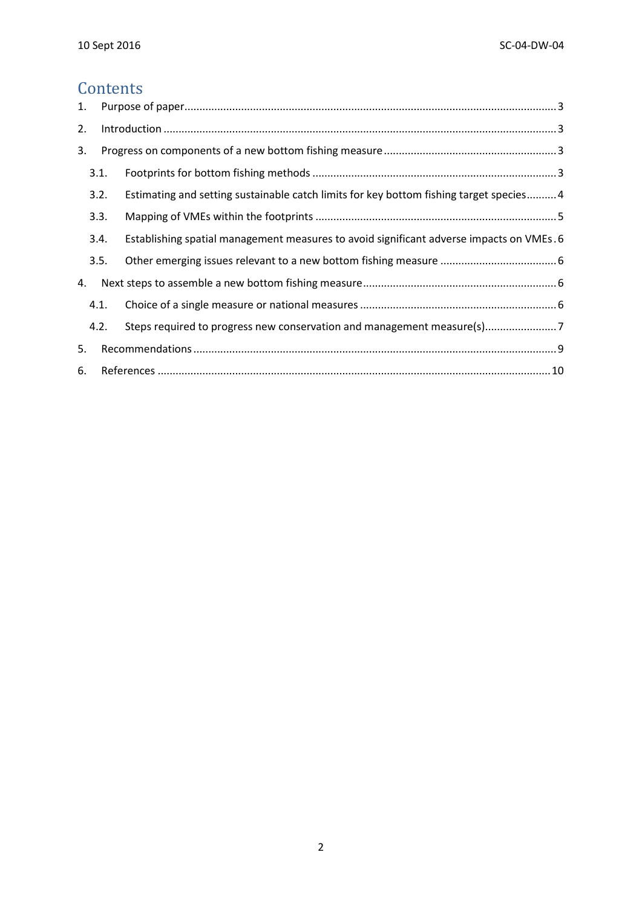# Contents

1. Purpose of paper ........ 3
2. Introduction ........ 3
3. Progress on components of a new bottom fishing measure ........ 3
   - 3.1. Footprints for bottom fishing methods ........ 3
   - 3.2. Estimating and setting sustainable catch limits for key bottom fishing target species ........ 4
   - 3.3. Mapping of VMEs within the footprints ........ 5
   - 3.4. Establishing spatial management measures to avoid significant adverse impacts on VMEs ........ 6
   - 3.5. Other emerging issues relevant to a new bottom fishing measure ........ 6
4. Next steps to assemble a new bottom fishing measure ........ 6
   - 4.1. Choice of a single measure or national measures ........ 6
   - 4.2. Steps required to progress new conservation and management measure(s) ........ 7
5. Recommendations ........ 9
6. References ........ 10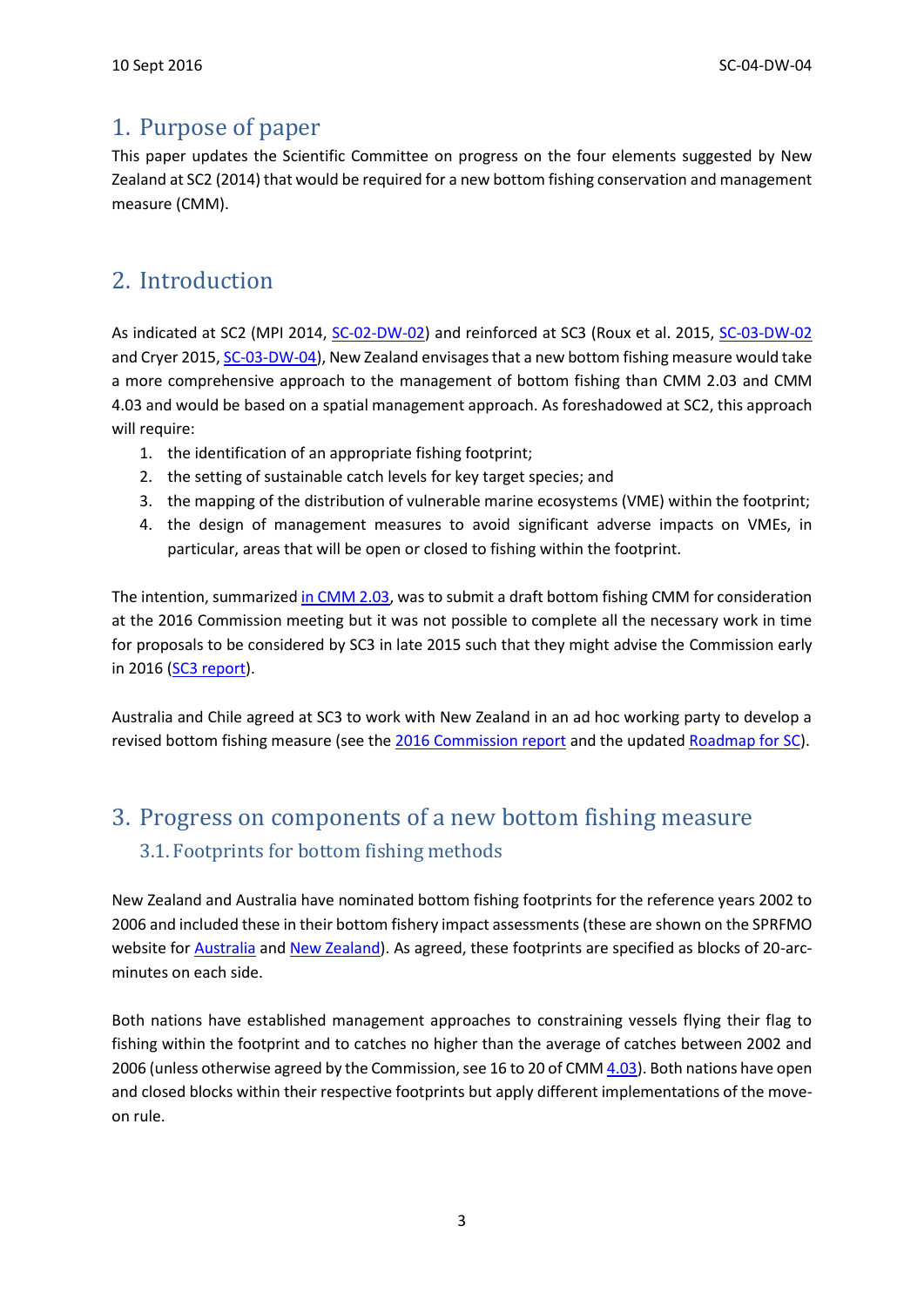# 1. Purpose of paper

This paper updates the Scientific Committee on progress on the four elements suggested by New Zealand at SC2 (2014) that would be required for a new bottom fishing conservation and management measure (CMM).

# 2. Introduction

As indicated at SC2 (MPI 2014, SC-02-DW-02) and reinforced at SC3 (Roux et al. 2015, SC-03-DW-02 and Cryer 2015, SC-03-DW-04), New Zealand envisages that a new bottom fishing measure would take a more comprehensive approach to the management of bottom fishing than CMM 2.03 and CMM 4.03 and would be based on a spatial management approach. As foreshadowed at SC2, this approach will require:

1. the identification of an appropriate fishing footprint;
2. the setting of sustainable catch levels for key target species; and
3. the mapping of the distribution of vulnerable marine ecosystems (VME) within the footprint;
4. the design of management measures to avoid significant adverse impacts on VMEs, in particular, areas that will be open or closed to fishing within the footprint.

The intention, summarized in CMM 2.03, was to submit a draft bottom fishing CMM for consideration at the 2016 Commission meeting but it was not possible to complete all the necessary work in time for proposals to be considered by SC3 in late 2015 such that they might advise the Commission early in 2016 (SC3 report).

Australia and Chile agreed at SC3 to work with New Zealand in an ad hoc working party to develop a revised bottom fishing measure (see the 2016 Commission report and the updated Roadmap for SC).

# 3. Progress on components of a new bottom fishing measure

## 3.1. Footprints for bottom fishing methods

New Zealand and Australia have nominated bottom fishing footprints for the reference years 2002 to 2006 and included these in their bottom fishery impact assessments (these are shown on the SPRFMO website for Australia and New Zealand). As agreed, these footprints are specified as blocks of 20-arc-minutes on each side.

Both nations have established management approaches to constraining vessels flying their flag to fishing within the footprint and to catches no higher than the average of catches between 2002 and 2006 (unless otherwise agreed by the Commission, see 16 to 20 of CMM 4.03). Both nations have open and closed blocks within their respective footprints but apply different implementations of the move-on rule.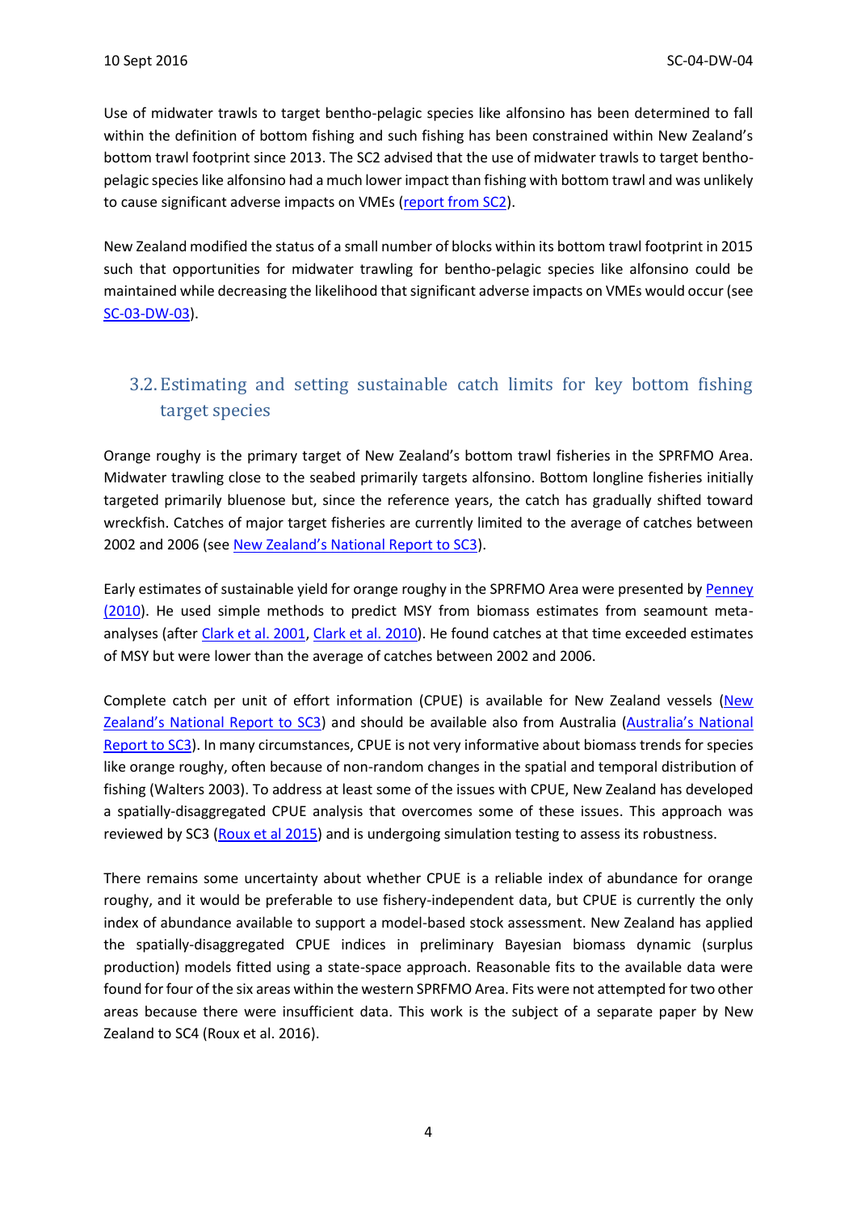Use of midwater trawls to target bentho-pelagic species like alfonsino has been determined to fall within the definition of bottom fishing and such fishing has been constrained within New Zealand's bottom trawl footprint since 2013. The SC2 advised that the use of midwater trawls to target bentho-pelagic species like alfonsino had a much lower impact than fishing with bottom trawl and was unlikely to cause significant adverse impacts on VMEs (report from SC2).

New Zealand modified the status of a small number of blocks within its bottom trawl footprint in 2015 such that opportunities for midwater trawling for bentho-pelagic species like alfonsino could be maintained while decreasing the likelihood that significant adverse impacts on VMEs would occur (see SC-03-DW-03).

## 3.2. Estimating and setting sustainable catch limits for key bottom fishing target species

Orange roughy is the primary target of New Zealand's bottom trawl fisheries in the SPRFMO Area. Midwater trawling close to the seabed primarily targets alfonsino. Bottom longline fisheries initially targeted primarily bluenose but, since the reference years, the catch has gradually shifted toward wreckfish. Catches of major target fisheries are currently limited to the average of catches between 2002 and 2006 (see New Zealand's National Report to SC3).

Early estimates of sustainable yield for orange roughy in the SPRFMO Area were presented by Penney (2010). He used simple methods to predict MSY from biomass estimates from seamount meta-analyses (after Clark et al. 2001, Clark et al. 2010). He found catches at that time exceeded estimates of MSY but were lower than the average of catches between 2002 and 2006.

Complete catch per unit of effort information (CPUE) is available for New Zealand vessels (New Zealand's National Report to SC3) and should be available also from Australia (Australia's National Report to SC3). In many circumstances, CPUE is not very informative about biomass trends for species like orange roughy, often because of non-random changes in the spatial and temporal distribution of fishing (Walters 2003). To address at least some of the issues with CPUE, New Zealand has developed a spatially-disaggregated CPUE analysis that overcomes some of these issues. This approach was reviewed by SC3 (Roux et al 2015) and is undergoing simulation testing to assess its robustness.

There remains some uncertainty about whether CPUE is a reliable index of abundance for orange roughy, and it would be preferable to use fishery-independent data, but CPUE is currently the only index of abundance available to support a model-based stock assessment. New Zealand has applied the spatially-disaggregated CPUE indices in preliminary Bayesian biomass dynamic (surplus production) models fitted using a state-space approach. Reasonable fits to the available data were found for four of the six areas within the western SPRFMO Area. Fits were not attempted for two other areas because there were insufficient data. This work is the subject of a separate paper by New Zealand to SC4 (Roux et al. 2016).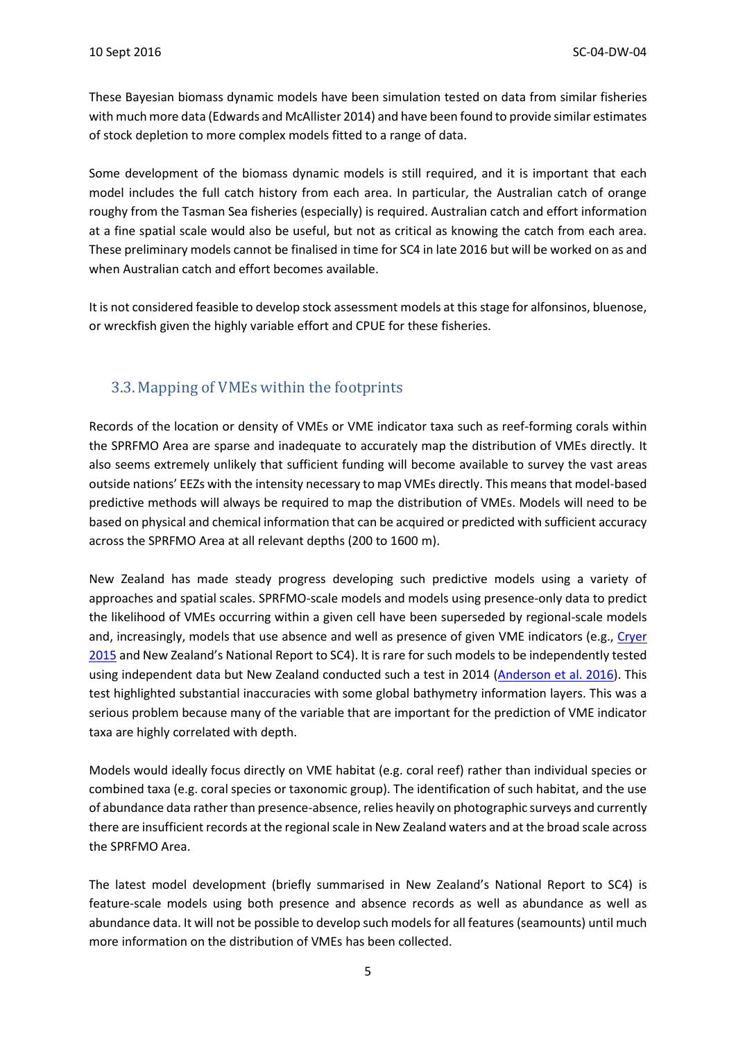These Bayesian biomass dynamic models have been simulation tested on data from similar fisheries with much more data (Edwards and McAllister 2014) and have been found to provide similar estimates of stock depletion to more complex models fitted to a range of data.

Some development of the biomass dynamic models is still required, and it is important that each model includes the full catch history from each area. In particular, the Australian catch of orange roughy from the Tasman Sea fisheries (especially) is required. Australian catch and effort information at a fine spatial scale would also be useful, but not as critical as knowing the catch from each area. These preliminary models cannot be finalised in time for SC4 in late 2016 but will be worked on as and when Australian catch and effort becomes available.

It is not considered feasible to develop stock assessment models at this stage for alfonsinos, bluenose, or wreckfish given the highly variable effort and CPUE for these fisheries.

## 3.3. Mapping of VMEs within the footprints

Records of the location or density of VMEs or VME indicator taxa such as reef-forming corals within the SPRFMO Area are sparse and inadequate to accurately map the distribution of VMEs directly. It also seems extremely unlikely that sufficient funding will become available to survey the vast areas outside nations' EEZs with the intensity necessary to map VMEs directly. This means that model-based predictive methods will always be required to map the distribution of VMEs. Models will need to be based on physical and chemical information that can be acquired or predicted with sufficient accuracy across the SPRFMO Area at all relevant depths (200 to 1600 m).

New Zealand has made steady progress developing such predictive models using a variety of approaches and spatial scales. SPRFMO-scale models and models using presence-only data to predict the likelihood of VMEs occurring within a given cell have been superseded by regional-scale models and, increasingly, models that use absence and well as presence of given VME indicators (e.g., Cryer 2015 and New Zealand's National Report to SC4). It is rare for such models to be independently tested using independent data but New Zealand conducted such a test in 2014 (Anderson et al. 2016). This test highlighted substantial inaccuracies with some global bathymetry information layers. This was a serious problem because many of the variable that are important for the prediction of VME indicator taxa are highly correlated with depth.

Models would ideally focus directly on VME habitat (e.g. coral reef) rather than individual species or combined taxa (e.g. coral species or taxonomic group). The identification of such habitat, and the use of abundance data rather than presence-absence, relies heavily on photographic surveys and currently there are insufficient records at the regional scale in New Zealand waters and at the broad scale across the SPRFMO Area.

The latest model development (briefly summarised in New Zealand's National Report to SC4) is feature-scale models using both presence and absence records as well as abundance as well as abundance data. It will not be possible to develop such models for all features (seamounts) until much more information on the distribution of VMEs has been collected.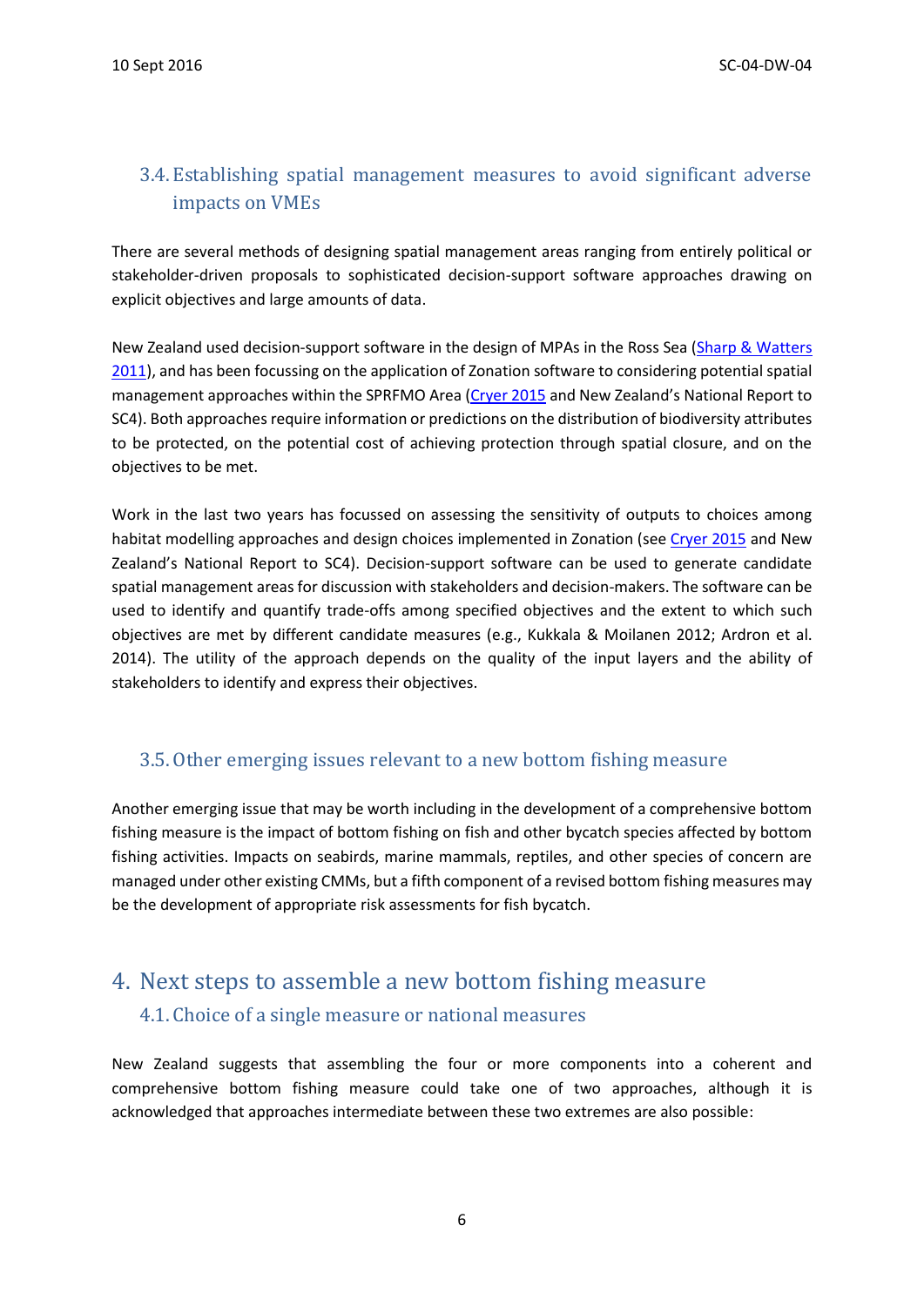### 3.4. Establishing spatial management measures to avoid significant adverse impacts on VMEs

There are several methods of designing spatial management areas ranging from entirely political or stakeholder-driven proposals to sophisticated decision-support software approaches drawing on explicit objectives and large amounts of data.

New Zealand used decision-support software in the design of MPAs in the Ross Sea (Sharp & Watters 2011), and has been focussing on the application of Zonation software to considering potential spatial management approaches within the SPRFMO Area (Cryer 2015 and New Zealand's National Report to SC4). Both approaches require information or predictions on the distribution of biodiversity attributes to be protected, on the potential cost of achieving protection through spatial closure, and on the objectives to be met.

Work in the last two years has focussed on assessing the sensitivity of outputs to choices among habitat modelling approaches and design choices implemented in Zonation (see Cryer 2015 and New Zealand's National Report to SC4). Decision-support software can be used to generate candidate spatial management areas for discussion with stakeholders and decision-makers. The software can be used to identify and quantify trade-offs among specified objectives and the extent to which such objectives are met by different candidate measures (e.g., Kukkala & Moilanen 2012; Ardron et al. 2014). The utility of the approach depends on the quality of the input layers and the ability of stakeholders to identify and express their objectives.

### 3.5. Other emerging issues relevant to a new bottom fishing measure

Another emerging issue that may be worth including in the development of a comprehensive bottom fishing measure is the impact of bottom fishing on fish and other bycatch species affected by bottom fishing activities. Impacts on seabirds, marine mammals, reptiles, and other species of concern are managed under other existing CMMs, but a fifth component of a revised bottom fishing measures may be the development of appropriate risk assessments for fish bycatch.

## 4. Next steps to assemble a new bottom fishing measure

### 4.1. Choice of a single measure or national measures

New Zealand suggests that assembling the four or more components into a coherent and comprehensive bottom fishing measure could take one of two approaches, although it is acknowledged that approaches intermediate between these two extremes are also possible: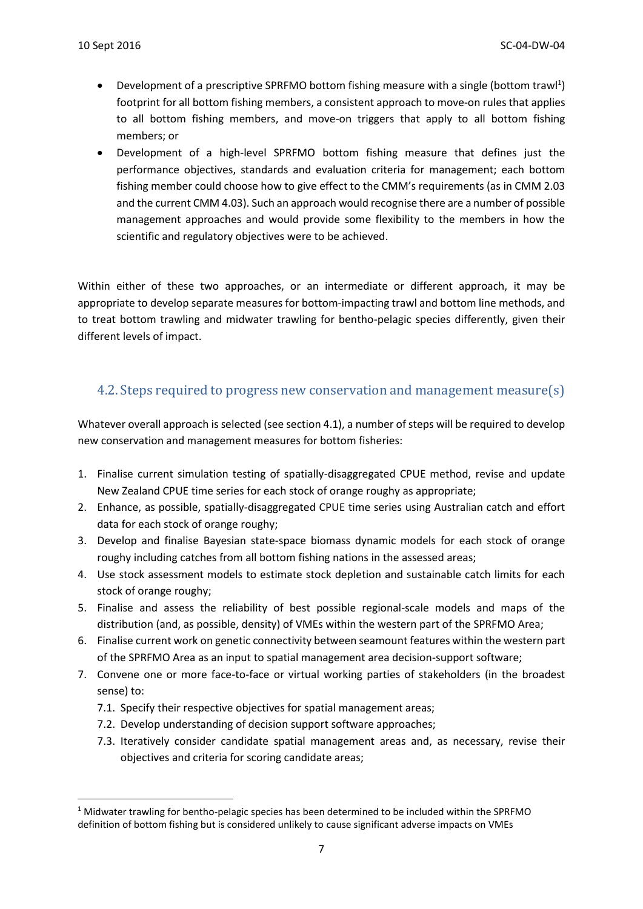- Development of a prescriptive SPRFMO bottom fishing measure with a single (bottom trawl[1]) footprint for all bottom fishing members, a consistent approach to move-on rules that applies to all bottom fishing members, and move-on triggers that apply to all bottom fishing members; or
- Development of a high-level SPRFMO bottom fishing measure that defines just the performance objectives, standards and evaluation criteria for management; each bottom fishing member could choose how to give effect to the CMM's requirements (as in CMM 2.03 and the current CMM 4.03). Such an approach would recognise there are a number of possible management approaches and would provide some flexibility to the members in how the scientific and regulatory objectives were to be achieved.

Within either of these two approaches, or an intermediate or different approach, it may be appropriate to develop separate measures for bottom-impacting trawl and bottom line methods, and to treat bottom trawling and midwater trawling for bentho-pelagic species differently, given their different levels of impact.

## 4.2. Steps required to progress new conservation and management measure(s)

Whatever overall approach is selected (see section 4.1), a number of steps will be required to develop new conservation and management measures for bottom fisheries:

1. Finalise current simulation testing of spatially-disaggregated CPUE method, revise and update New Zealand CPUE time series for each stock of orange roughy as appropriate;
2. Enhance, as possible, spatially-disaggregated CPUE time series using Australian catch and effort data for each stock of orange roughy;
3. Develop and finalise Bayesian state-space biomass dynamic models for each stock of orange roughy including catches from all bottom fishing nations in the assessed areas;
4. Use stock assessment models to estimate stock depletion and sustainable catch limits for each stock of orange roughy;
5. Finalise and assess the reliability of best possible regional-scale models and maps of the distribution (and, as possible, density) of VMEs within the western part of the SPRFMO Area;
6. Finalise current work on genetic connectivity between seamount features within the western part of the SPRFMO Area as an input to spatial management area decision-support software;
7. Convene one or more face-to-face or virtual working parties of stakeholders (in the broadest sense) to:
   - 7.1. Specify their respective objectives for spatial management areas;
   - 7.2. Develop understanding of decision support software approaches;
   - 7.3. Iteratively consider candidate spatial management areas and, as necessary, revise their objectives and criteria for scoring candidate areas;

[1] Midwater trawling for bentho-pelagic species has been determined to be included within the SPRFMO definition of bottom fishing but is considered unlikely to cause significant adverse impacts on VMEs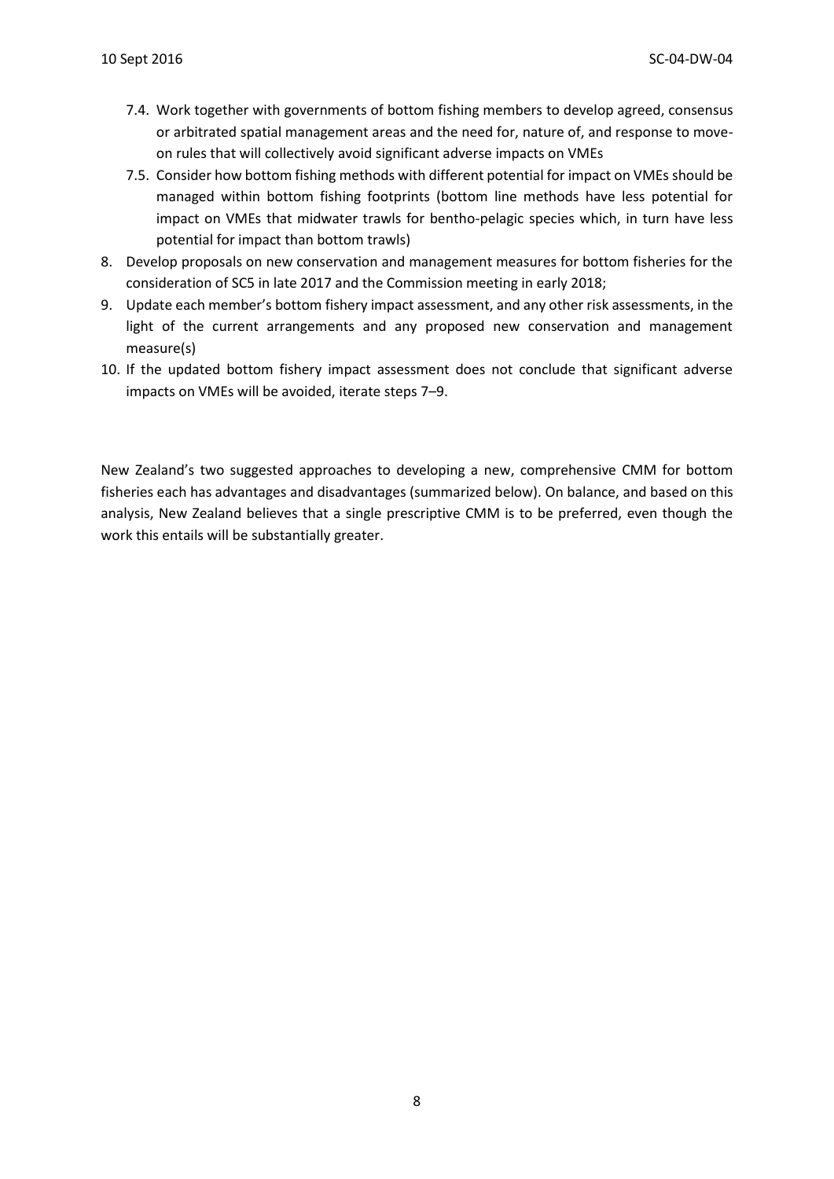7.4. Work together with governments of bottom fishing members to develop agreed, consensus or arbitrated spatial management areas and the need for, nature of, and response to move-on rules that will collectively avoid significant adverse impacts on VMEs
   7.5. Consider how bottom fishing methods with different potential for impact on VMEs should be managed within bottom fishing footprints (bottom line methods have less potential for impact on VMEs that midwater trawls for bentho-pelagic species which, in turn have less potential for impact than bottom trawls)
8. Develop proposals on new conservation and management measures for bottom fisheries for the consideration of SC5 in late 2017 and the Commission meeting in early 2018;
9. Update each member's bottom fishery impact assessment, and any other risk assessments, in the light of the current arrangements and any proposed new conservation and management measure(s)
10. If the updated bottom fishery impact assessment does not conclude that significant adverse impacts on VMEs will be avoided, iterate steps 7–9.

New Zealand's two suggested approaches to developing a new, comprehensive CMM for bottom fisheries each has advantages and disadvantages (summarized below). On balance, and based on this analysis, New Zealand believes that a single prescriptive CMM is to be preferred, even though the work this entails will be substantially greater.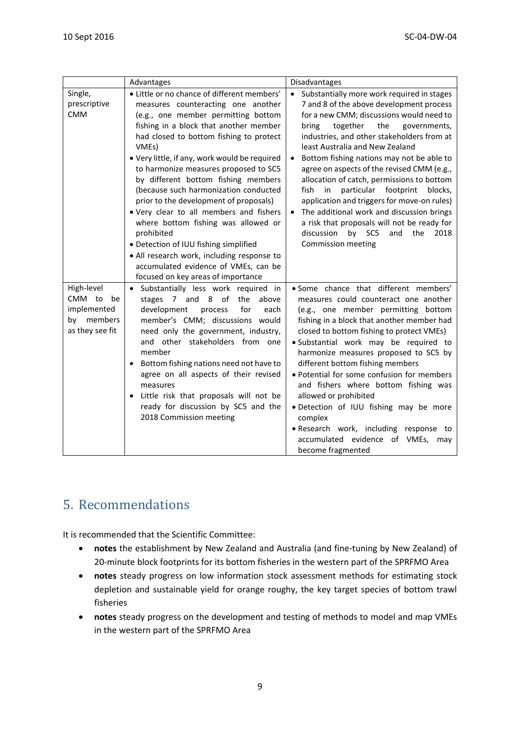| | Advantages | Disadvantages |
|---|---|---|
| Single, prescriptive CMM | • Little or no chance of different members' measures counteracting one another (e.g., one member permitting bottom fishing in a block that another member had closed to bottom fishing to protect VMEs)<br>• Very little, if any, work would be required to harmonize measures proposed to SC5 by different bottom fishing members (because such harmonization conducted prior to the development of proposals)<br>• Very clear to all members and fishers where bottom fishing was allowed or prohibited<br>• Detection of IUU fishing simplified<br>• All research work, including response to accumulated evidence of VMEs, can be focused on key areas of importance | • Substantially more work required in stages 7 and 8 of the above development process for a new CMM; discussions would need to bring together the governments, industries, and other stakeholders from at least Australia and New Zealand<br>• Bottom fishing nations may not be able to agree on aspects of the revised CMM (e.g., allocation of catch, permissions to bottom fish in particular footprint blocks, application and triggers for move-on rules)<br>• The additional work and discussion brings a risk that proposals will not be ready for discussion by SC5 and the 2018 Commission meeting |
| High-level CMM to be implemented by members as they see fit | • Substantially less work required in stages 7 and 8 of the above development process for each member's CMM; discussions would need only the government, industry, and other stakeholders from one member<br>• Bottom fishing nations need not have to agree on all aspects of their revised measures<br>• Little risk that proposals will not be ready for discussion by SC5 and the 2018 Commission meeting | • Some chance that different members' measures could counteract one another (e.g., one member permitting bottom fishing in a block that another member had closed to bottom fishing to protect VMEs)<br>• Substantial work may be required to harmonize measures proposed to SC5 by different bottom fishing members<br>• Potential for some confusion for members and fishers where bottom fishing was allowed or prohibited<br>• Detection of IUU fishing may be more complex<br>• Research work, including response to accumulated evidence of VMEs, may become fragmented |

# 5. Recommendations

It is recommended that the Scientific Committee:

- **notes** the establishment by New Zealand and Australia (and fine-tuning by New Zealand) of 20-minute block footprints for its bottom fisheries in the western part of the SPRFMO Area
- **notes** steady progress on low information stock assessment methods for estimating stock depletion and sustainable yield for orange roughy, the key target species of bottom trawl fisheries
- **notes** steady progress on the development and testing of methods to model and map VMEs in the western part of the SPRFMO Area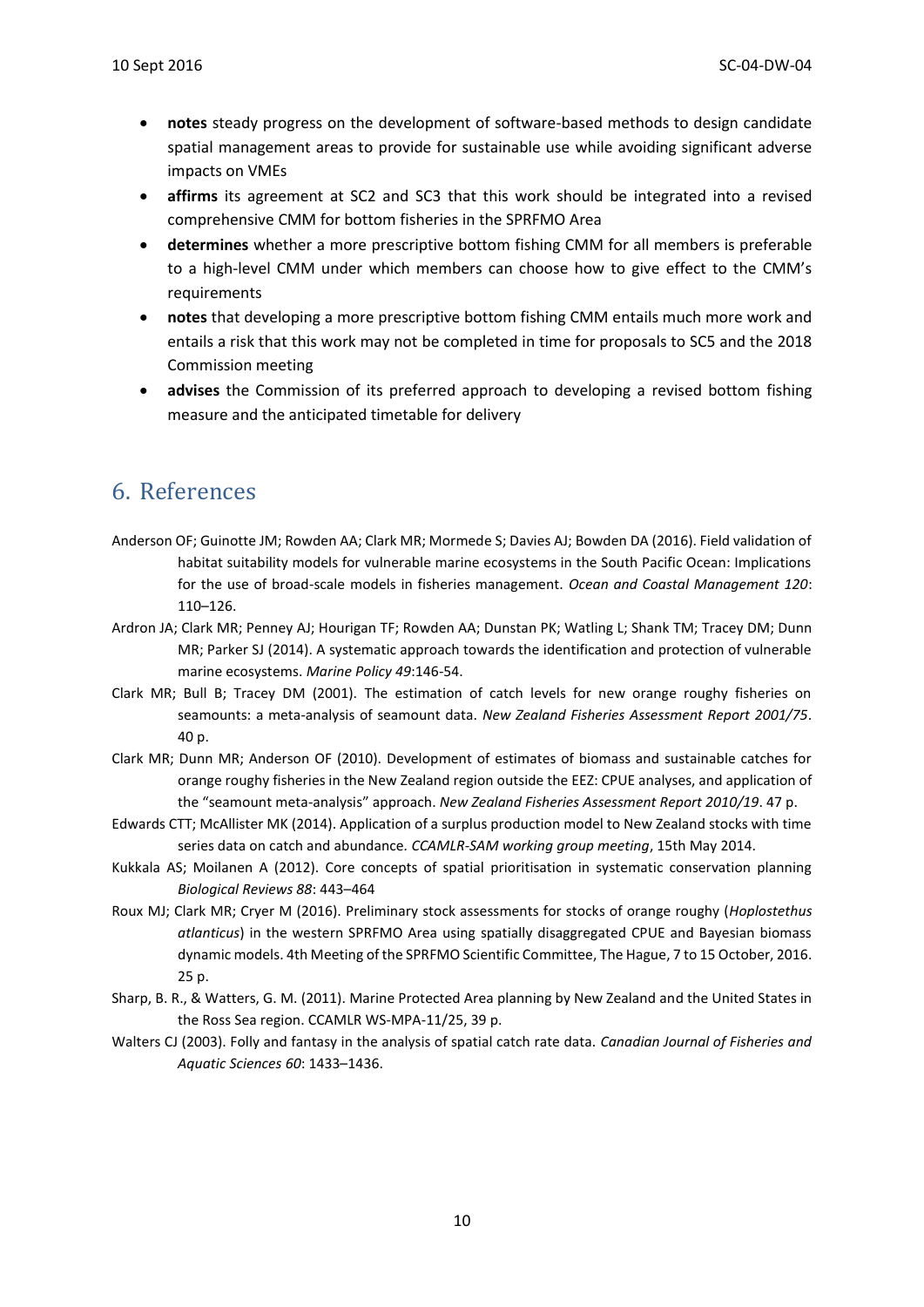- **notes** steady progress on the development of software-based methods to design candidate spatial management areas to provide for sustainable use while avoiding significant adverse impacts on VMEs
- **affirms** its agreement at SC2 and SC3 that this work should be integrated into a revised comprehensive CMM for bottom fisheries in the SPRFMO Area
- **determines** whether a more prescriptive bottom fishing CMM for all members is preferable to a high-level CMM under which members can choose how to give effect to the CMM's requirements
- **notes** that developing a more prescriptive bottom fishing CMM entails much more work and entails a risk that this work may not be completed in time for proposals to SC5 and the 2018 Commission meeting
- **advises** the Commission of its preferred approach to developing a revised bottom fishing measure and the anticipated timetable for delivery

## 6. References

Anderson OF; Guinotte JM; Rowden AA; Clark MR; Mormede S; Davies AJ; Bowden DA (2016). Field validation of habitat suitability models for vulnerable marine ecosystems in the South Pacific Ocean: Implications for the use of broad-scale models in fisheries management. *Ocean and Coastal Management 120*: 110–126.

Ardron JA; Clark MR; Penney AJ; Hourigan TF; Rowden AA; Dunstan PK; Watling L; Shank TM; Tracey DM; Dunn MR; Parker SJ (2014). A systematic approach towards the identification and protection of vulnerable marine ecosystems. *Marine Policy 49*:146-54.

Clark MR; Bull B; Tracey DM (2001). The estimation of catch levels for new orange roughy fisheries on seamounts: a meta-analysis of seamount data. *New Zealand Fisheries Assessment Report 2001/75*. 40 p.

Clark MR; Dunn MR; Anderson OF (2010). Development of estimates of biomass and sustainable catches for orange roughy fisheries in the New Zealand region outside the EEZ: CPUE analyses, and application of the "seamount meta-analysis" approach. *New Zealand Fisheries Assessment Report 2010/19*. 47 p.

Edwards CTT; McAllister MK (2014). Application of a surplus production model to New Zealand stocks with time series data on catch and abundance. *CCAMLR-SAM working group meeting*, 15th May 2014.

Kukkala AS; Moilanen A (2012). Core concepts of spatial prioritisation in systematic conservation planning *Biological Reviews 88*: 443–464

Roux MJ; Clark MR; Cryer M (2016). Preliminary stock assessments for stocks of orange roughy (*Hoplostethus atlanticus*) in the western SPRFMO Area using spatially disaggregated CPUE and Bayesian biomass dynamic models. 4th Meeting of the SPRFMO Scientific Committee, The Hague, 7 to 15 October, 2016. 25 p.

Sharp, B. R., & Watters, G. M. (2011). Marine Protected Area planning by New Zealand and the United States in the Ross Sea region. CCAMLR WS-MPA-11/25, 39 p.

Walters CJ (2003). Folly and fantasy in the analysis of spatial catch rate data. *Canadian Journal of Fisheries and Aquatic Sciences 60*: 1433–1436.